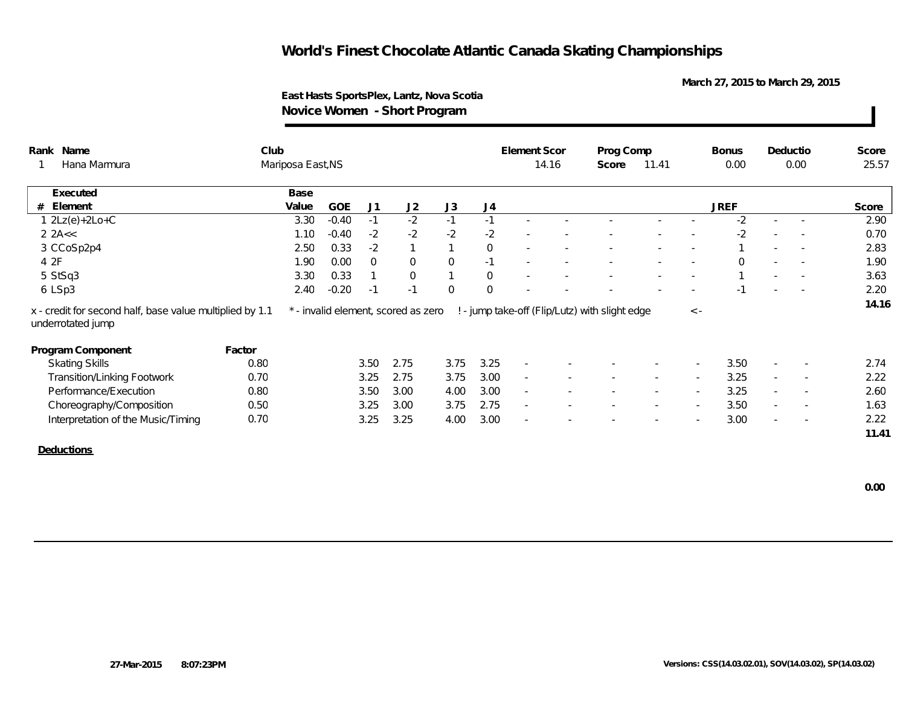# World's Finest Chocolate Atlantic Canada Skating Championships

March 27, 2015 to March 29, 2015

**East Hasts SportsPlex, Lantz, Nova Scotia**

## Novice Women - Short Program

| Rank | Name | Club | Element Scor | Prog Comp Score | Bonus | Deductio | Score |
|---|---|---|---|---|---|---|---|
| 1 | Hana Marmura | Mariposa East,NS | 14.16 | 11.41 | 0.00 | 0.00 | 25.57 |

| # | Executed Element | Base Value | GOE | J1 | J2 | J3 | J4 | | | | | | JREF | | | Score |
|---|---|---|---|---|---|---|---|---|---|---|---|---|---|---|---|---|
| 1 | 2Lz(e)+2Lo+C | 3.30 | -0.40 | -1 | -2 | -1 | -1 | - | - | - | - | - | -2 | - | - | 2.90 |
| 2 | 2A<< | 1.10 | -0.40 | -2 | -2 | -2 | -2 | - | - | - | - | - | -2 | - | - | 0.70 |
| 3 | CCoSp2p4 | 2.50 | 0.33 | -2 | 1 | 1 | 0 | - | - | - | - | - | 1 | - | - | 2.83 |
| 4 | 2F | 1.90 | 0.00 | 0 | 0 | 0 | -1 | - | - | - | - | - | 0 | - | - | 1.90 |
| 5 | StSq3 | 3.30 | 0.33 | 1 | 0 | 1 | 0 | - | - | - | - | - | 1 | - | - | 3.63 |
| 6 | LSp3 | 2.40 | -0.20 | -1 | -1 | 0 | 0 | - | - | - | - | - | -1 | - | - | 2.20 |
| | | | | | | | | | | | | | | | | 14.16 |

x - credit for second half, base value multiplied by 1.1   * - invalid element, scored as zero   ! - jump take-off (Flip/Lutz) with slight edge   < - underrotated jump

| Program Component | Factor | J1 | J2 | J3 | J4 | | | | | | JREF | | | Score |
|---|---|---|---|---|---|---|---|---|---|---|---|---|---|---|
| Skating Skills | 0.80 | 3.50 | 2.75 | 3.75 | 3.25 | - | - | - | - | - | 3.50 | - | - | 2.74 |
| Transition/Linking Footwork | 0.70 | 3.25 | 2.75 | 3.75 | 3.00 | - | - | - | - | - | 3.25 | - | - | 2.22 |
| Performance/Execution | 0.80 | 3.50 | 3.00 | 4.00 | 3.00 | - | - | - | - | - | 3.25 | - | - | 2.60 |
| Choreography/Composition | 0.50 | 3.25 | 3.00 | 3.75 | 2.75 | - | - | - | - | - | 3.50 | - | - | 1.63 |
| Interpretation of the Music/Timing | 0.70 | 3.25 | 3.25 | 4.00 | 3.00 | - | - | - | - | - | 3.00 | - | - | 2.22 |
| | | | | | | | | | | | | | | 11.41 |

**Deductions**

0.00

27-Mar-2015 8:07:23PM

Versions: CSS(14.03.02.01), SOV(14.03.02), SP(14.03.02)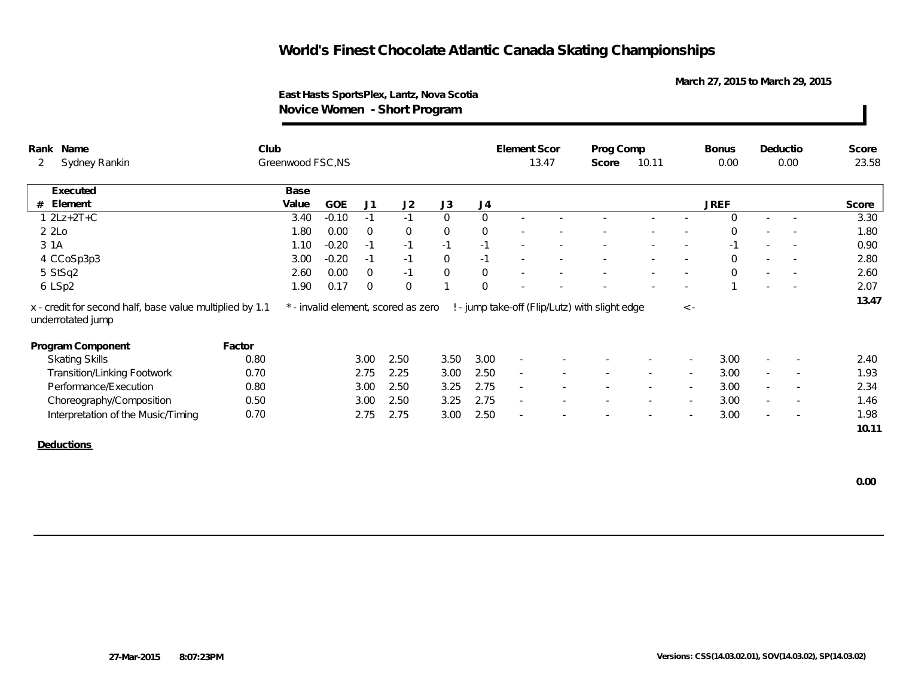# World's Finest Chocolate Atlantic Canada Skating Championships

March 27, 2015 to March 29, 2015

East Hasts SportsPlex, Lantz, Nova Scotia

**Novice Women - Short Program**

| Rank | Name | Club | Element Scor | Prog Comp Score | Bonus | Deductio | Score |
|---|---|---|---|---|---|---|---|
| 2 | Sydney Rankin | Greenwood FSC,NS | 13.47 | 10.11 | 0.00 | 0.00 | 23.58 |

| # | Executed Element | Base Value | GOE | J1 | J2 | J3 | J4 | | | | | | JREF | | | Score |
|---|---|---|---|---|---|---|---|---|---|---|---|---|---|---|---|---|
| 1 | 2Lz+2T+C | 3.40 | -0.10 | -1 | -1 | 0 | 0 | - | - | - | - | - | 0 | - | - | 3.30 |
| 2 | 2Lo | 1.80 | 0.00 | 0 | 0 | 0 | 0 | - | - | - | - | - | 0 | - | - | 1.80 |
| 3 | 1A | 1.10 | -0.20 | -1 | -1 | -1 | -1 | - | - | - | - | - | -1 | - | - | 0.90 |
| 4 | CCoSp3p3 | 3.00 | -0.20 | -1 | -1 | 0 | -1 | - | - | - | - | - | 0 | - | - | 2.80 |
| 5 | StSq2 | 2.60 | 0.00 | 0 | -1 | 0 | 0 | - | - | - | - | - | 0 | - | - | 2.60 |
| 6 | LSp2 | 1.90 | 0.17 | 0 | 0 | 1 | 0 | - | - | - | - | - | 1 | - | - | 2.07 |
| | | | | | | | | | | | | | | | | 13.47 |

x - credit for second half, base value multiplied by 1.1 &nbsp;&nbsp; * - invalid element, scored as zero &nbsp;&nbsp; ! - jump take-off (Flip/Lutz) with slight edge &nbsp;&nbsp; < - underrotated jump

| Program Component | Factor | J1 | J2 | J3 | J4 | | | | | | JREF | | | Score |
|---|---|---|---|---|---|---|---|---|---|---|---|---|---|---|
| Skating Skills | 0.80 | 3.00 | 2.50 | 3.50 | 3.00 | - | - | - | - | - | 3.00 | - | - | 2.40 |
| Transition/Linking Footwork | 0.70 | 2.75 | 2.25 | 3.00 | 2.50 | - | - | - | - | - | 3.00 | - | - | 1.93 |
| Performance/Execution | 0.80 | 3.00 | 2.50 | 3.25 | 2.75 | - | - | - | - | - | 3.00 | - | - | 2.34 |
| Choreography/Composition | 0.50 | 3.00 | 2.50 | 3.25 | 2.75 | - | - | - | - | - | 3.00 | - | - | 1.46 |
| Interpretation of the Music/Timing | 0.70 | 2.75 | 2.75 | 3.00 | 2.50 | - | - | - | - | - | 3.00 | - | - | 1.98 |
| | | | | | | | | | | | | | | 10.11 |

**Deductions**

0.00

27-Mar-2015 8:07:23PM

Versions: CSS(14.03.02.01), SOV(14.03.02), SP(14.03.02)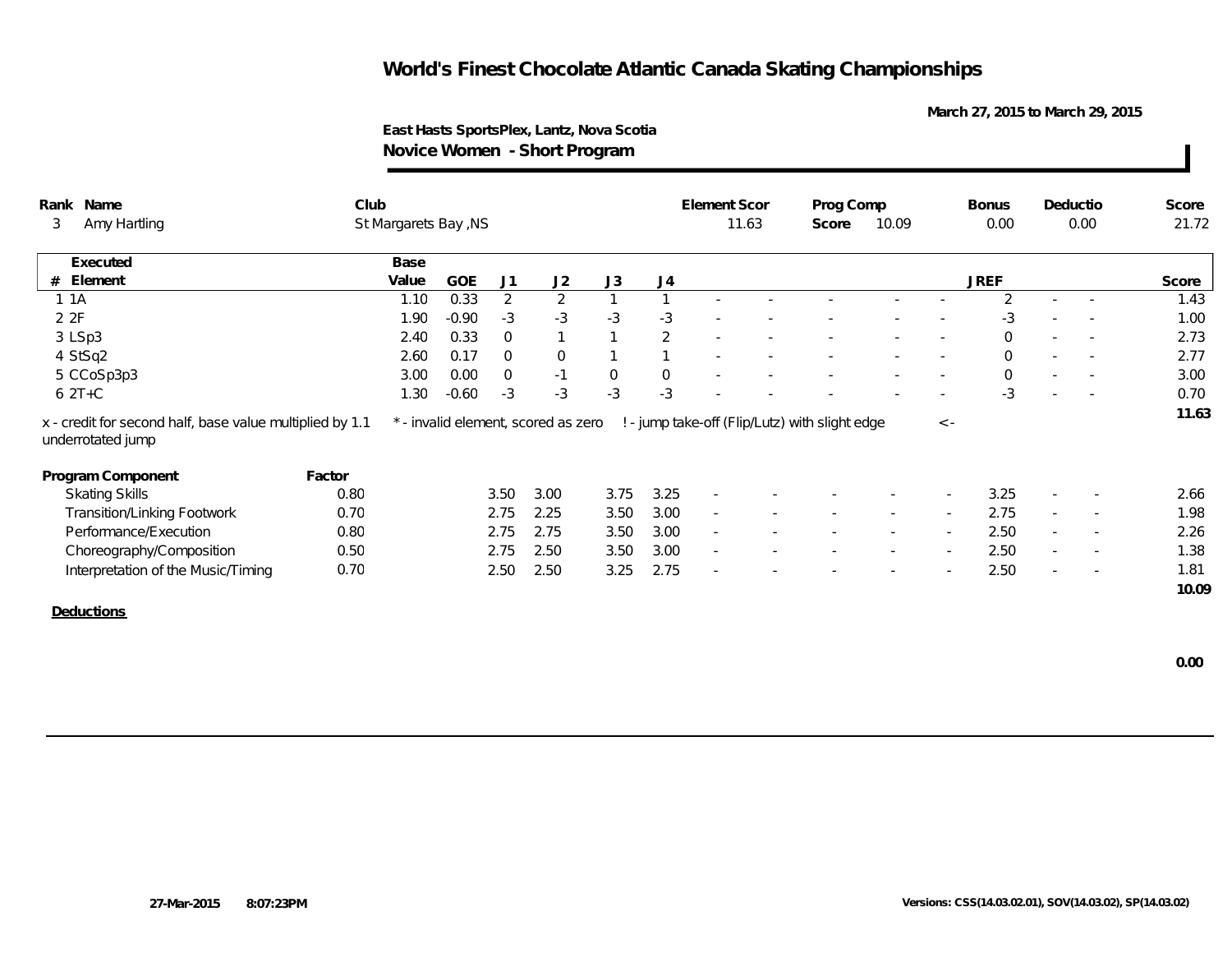# World's Finest Chocolate Atlantic Canada Skating Championships

**March 27, 2015 to March 29, 2015**

**East Hasts SportsPlex, Lantz, Nova Scotia**

**Novice Women - Short Program**

| Rank | Name | Club | Element Scor | Prog Comp Score | Bonus | Deductio | Score |
|---|---|---|---|---|---|---|---|
| 3 | Amy Hartling | St Margarets Bay ,NS | 11.63 | 10.09 | 0.00 | 0.00 | 21.72 |

| # | Executed Element | Base Value | GOE | J1 | J2 | J3 | J4 | | | | | | JREF | | | Score |
|---|---|---|---|---|---|---|---|---|---|---|---|---|---|---|---|---|
| 1 | 1A | 1.10 | 0.33 | 2 | 2 | 1 | 1 | - | - | - | - | - | 2 | - | - | 1.43 |
| 2 | 2F | 1.90 | -0.90 | -3 | -3 | -3 | -3 | - | - | - | - | - | -3 | - | - | 1.00 |
| 3 | LSp3 | 2.40 | 0.33 | 0 | 1 | 1 | 2 | - | - | - | - | - | 0 | - | - | 2.73 |
| 4 | StSq2 | 2.60 | 0.17 | 0 | 0 | 1 | 1 | - | - | - | - | - | 0 | - | - | 2.77 |
| 5 | CCoSp3p3 | 3.00 | 0.00 | 0 | -1 | 0 | 0 | - | - | - | - | - | 0 | - | - | 3.00 |
| 6 | 2T+C | 1.30 | -0.60 | -3 | -3 | -3 | -3 | - | - | - | - | - | -3 | - | - | 0.70 |
| | | | | | | | | | | | | | | | | 11.63 |

x - credit for second half, base value multiplied by 1.1 &nbsp;&nbsp; * - invalid element, scored as zero &nbsp;&nbsp; ! - jump take-off (Flip/Lutz) with slight edge &nbsp;&nbsp; < - underrotated jump

| Program Component | Factor | J1 | J2 | J3 | J4 | | | | | | JREF | | | Score |
|---|---|---|---|---|---|---|---|---|---|---|---|---|---|---|
| Skating Skills | 0.80 | 3.50 | 3.00 | 3.75 | 3.25 | - | - | - | - | - | 3.25 | - | - | 2.66 |
| Transition/Linking Footwork | 0.70 | 2.75 | 2.25 | 3.50 | 3.00 | - | - | - | - | - | 2.75 | - | - | 1.98 |
| Performance/Execution | 0.80 | 2.75 | 2.75 | 3.50 | 3.00 | - | - | - | - | - | 2.50 | - | - | 2.26 |
| Choreography/Composition | 0.50 | 2.75 | 2.50 | 3.50 | 3.00 | - | - | - | - | - | 2.50 | - | - | 1.38 |
| Interpretation of the Music/Timing | 0.70 | 2.50 | 2.50 | 3.25 | 2.75 | - | - | - | - | - | 2.50 | - | - | 1.81 |
| | | | | | | | | | | | | | | 10.09 |

**Deductions**

**0.00**

27-Mar-2015 8:07:23PM

Versions: CSS(14.03.02.01), SOV(14.03.02), SP(14.03.02)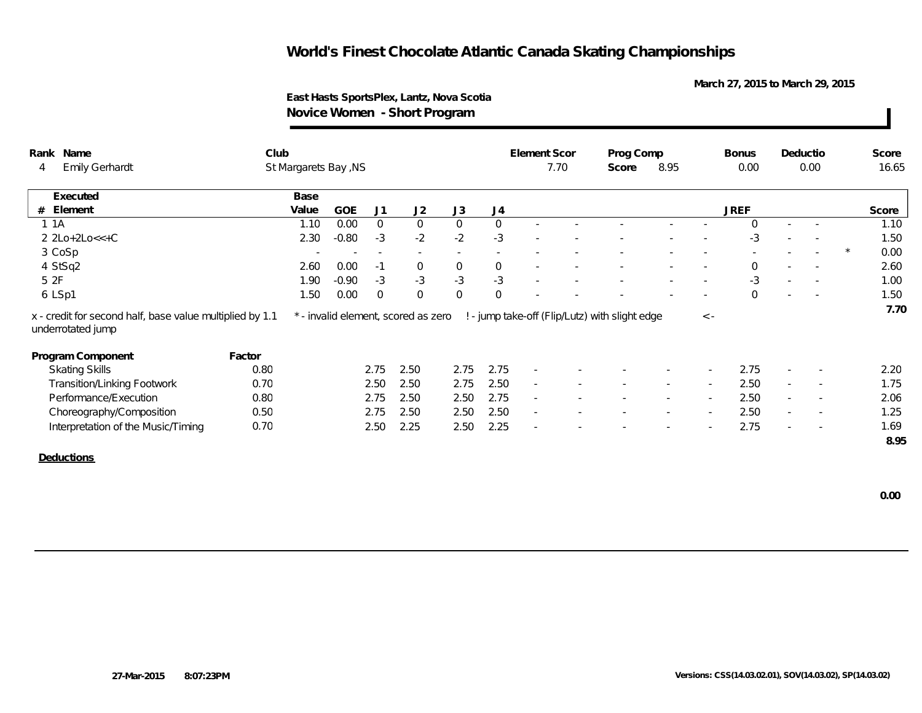# World's Finest Chocolate Atlantic Canada Skating Championships

March 27, 2015 to March 29, 2015

**East Hasts SportsPlex, Lantz, Nova Scotia**

**Novice Women - Short Program**

| Rank | Name | Club | Element Scor | Prog Comp Score | Bonus | Deductio | Score |
|---|---|---|---|---|---|---|---|
| 4 | Emily Gerhardt | St Margarets Bay ,NS | 7.70 | 8.95 | 0.00 | 0.00 | 16.65 |

| # | Executed Element | Base Value | GOE | J1 | J2 | J3 | J4 | - | - | - | - | - | JREF | - | - | | Score |
|---|---|---|---|---|---|---|---|---|---|---|---|---|---|---|---|---|---|
| 1 | 1A | 1.10 | 0.00 | 0 | 0 | 0 | 0 | - | - | - | - | - | 0 | - | - | | 1.10 |
| 2 | 2Lo+2Lo<<+C | 2.30 | -0.80 | -3 | -2 | -2 | -3 | - | - | - | - | - | -3 | - | - | | 1.50 |
| 3 | CoSp | - | - | - | - | - | - | - | - | - | - | - | - | - | - | * | 0.00 |
| 4 | StSq2 | 2.60 | 0.00 | -1 | 0 | 0 | 0 | - | - | - | - | - | 0 | - | - | | 2.60 |
| 5 | 2F | 1.90 | -0.90 | -3 | -3 | -3 | -3 | - | - | - | - | - | -3 | - | - | | 1.00 |
| 6 | LSp1 | 1.50 | 0.00 | 0 | 0 | 0 | 0 | - | - | - | - | - | 0 | - | - | | 1.50 |
| | | | | | | | | | | | | | | | | | 7.70 |

x - credit for second half, base value multiplied by 1.1 &nbsp;&nbsp; * - invalid element, scored as zero &nbsp;&nbsp; ! - jump take-off (Flip/Lutz) with slight edge &nbsp;&nbsp; < - underrotated jump

| Program Component | Factor | J1 | J2 | J3 | J4 | - | - | - | - | - | JREF | - | - | Score |
|---|---|---|---|---|---|---|---|---|---|---|---|---|---|---|
| Skating Skills | 0.80 | 2.75 | 2.50 | 2.75 | 2.75 | - | - | - | - | - | 2.75 | - | - | 2.20 |
| Transition/Linking Footwork | 0.70 | 2.50 | 2.50 | 2.75 | 2.50 | - | - | - | - | - | 2.50 | - | - | 1.75 |
| Performance/Execution | 0.80 | 2.75 | 2.50 | 2.50 | 2.75 | - | - | - | - | - | 2.50 | - | - | 2.06 |
| Choreography/Composition | 0.50 | 2.75 | 2.50 | 2.50 | 2.50 | - | - | - | - | - | 2.50 | - | - | 1.25 |
| Interpretation of the Music/Timing | 0.70 | 2.50 | 2.25 | 2.50 | 2.25 | - | - | - | - | - | 2.75 | - | - | 1.69 |
| | | | | | | | | | | | | | | 8.95 |

**Deductions**

0.00

27-Mar-2015 8:07:23PM

Versions: CSS(14.03.02.01), SOV(14.03.02), SP(14.03.02)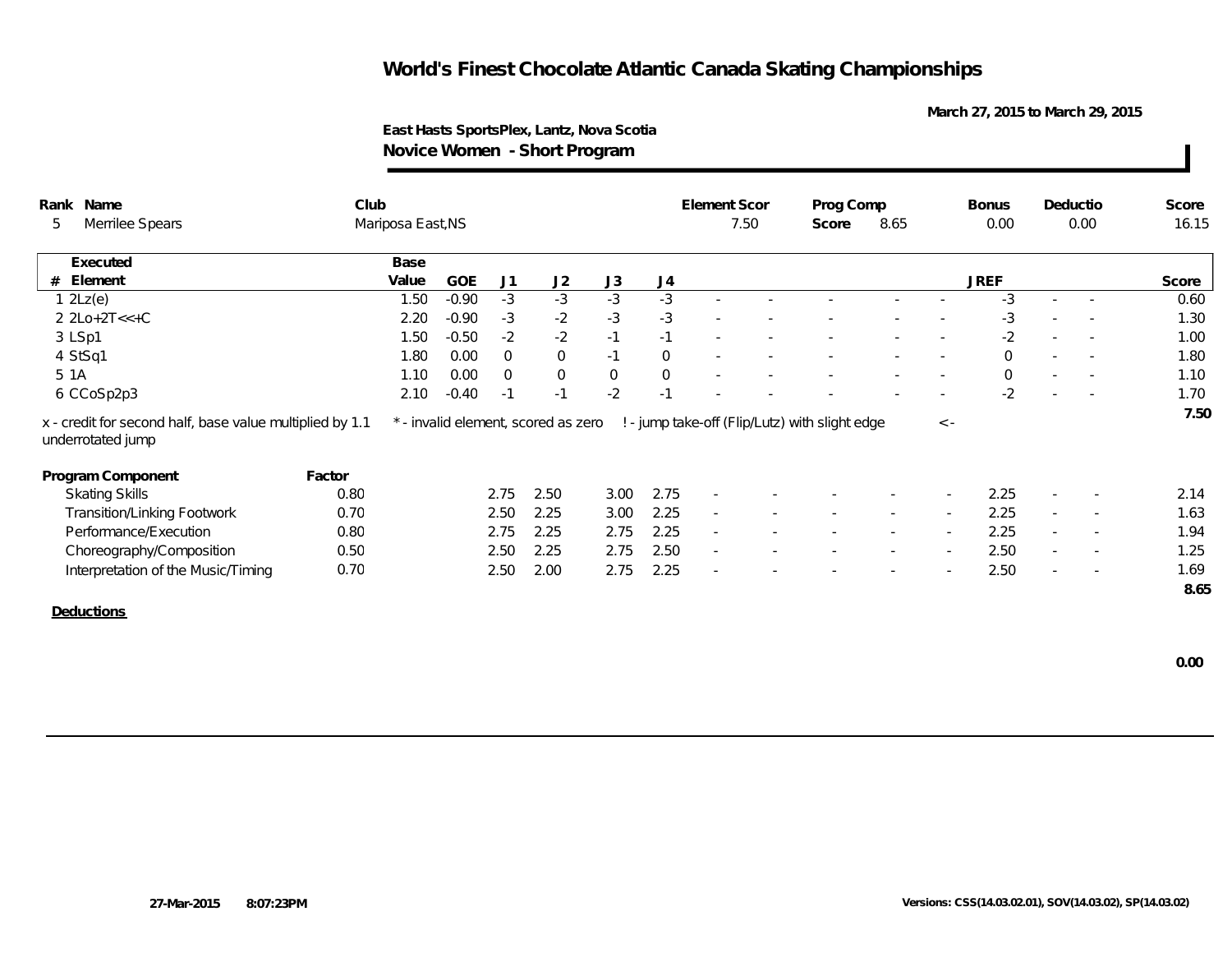# World's Finest Chocolate Atlantic Canada Skating Championships

March 27, 2015 to March 29, 2015

East Hasts SportsPlex, Lantz, Nova Scotia

**Novice Women - Short Program**

| Rank | Name | Club | Element Scor | Prog Comp Score | Bonus | Deductio | Score |
|---|---|---|---|---|---|---|---|
| 5 | Merrilee Spears | Mariposa East,NS | 7.50 | 8.65 | 0.00 | 0.00 | 16.15 |

| # | Executed Element | Base Value | GOE | J1 | J2 | J3 | J4 | | | | | | JREF | | | Score |
|---|---|---|---|---|---|---|---|---|---|---|---|---|---|---|---|---|
| 1 | 2Lz(e) | 1.50 | -0.90 | -3 | -3 | -3 | -3 | - | - | - | - | - | -3 | - | - | 0.60 |
| 2 | 2Lo+2T<<+C | 2.20 | -0.90 | -3 | -2 | -3 | -3 | - | - | - | - | - | -3 | - | - | 1.30 |
| 3 | LSp1 | 1.50 | -0.50 | -2 | -2 | -1 | -1 | - | - | - | - | - | -2 | - | - | 1.00 |
| 4 | StSq1 | 1.80 | 0.00 | 0 | 0 | -1 | 0 | - | - | - | - | - | 0 | - | - | 1.80 |
| 5 | 1A | 1.10 | 0.00 | 0 | 0 | 0 | 0 | - | - | - | - | - | 0 | - | - | 1.10 |
| 6 | CCoSp2p3 | 2.10 | -0.40 | -1 | -1 | -2 | -1 | - | - | - | - | - | -2 | - | - | 1.70 |
| | | | | | | | | | | | | | | | | 7.50 |

x - credit for second half, base value multiplied by 1.1 &nbsp;&nbsp; * - invalid element, scored as zero &nbsp;&nbsp; ! - jump take-off (Flip/Lutz) with slight edge &nbsp;&nbsp; < - underrotated jump

| Program Component | Factor | J1 | J2 | J3 | J4 | | | | | | JREF | | | Score |
|---|---|---|---|---|---|---|---|---|---|---|---|---|---|---|
| Skating Skills | 0.80 | 2.75 | 2.50 | 3.00 | 2.75 | - | - | - | - | - | 2.25 | - | - | 2.14 |
| Transition/Linking Footwork | 0.70 | 2.50 | 2.25 | 3.00 | 2.25 | - | - | - | - | - | 2.25 | - | - | 1.63 |
| Performance/Execution | 0.80 | 2.75 | 2.25 | 2.75 | 2.25 | - | - | - | - | - | 2.25 | - | - | 1.94 |
| Choreography/Composition | 0.50 | 2.50 | 2.25 | 2.75 | 2.50 | - | - | - | - | - | 2.50 | - | - | 1.25 |
| Interpretation of the Music/Timing | 0.70 | 2.50 | 2.00 | 2.75 | 2.25 | - | - | - | - | - | 2.50 | - | - | 1.69 |
| | | | | | | | | | | | | | | 8.65 |

**Deductions**

0.00

27-Mar-2015 8:07:23PM

Versions: CSS(14.03.02.01), SOV(14.03.02), SP(14.03.02)